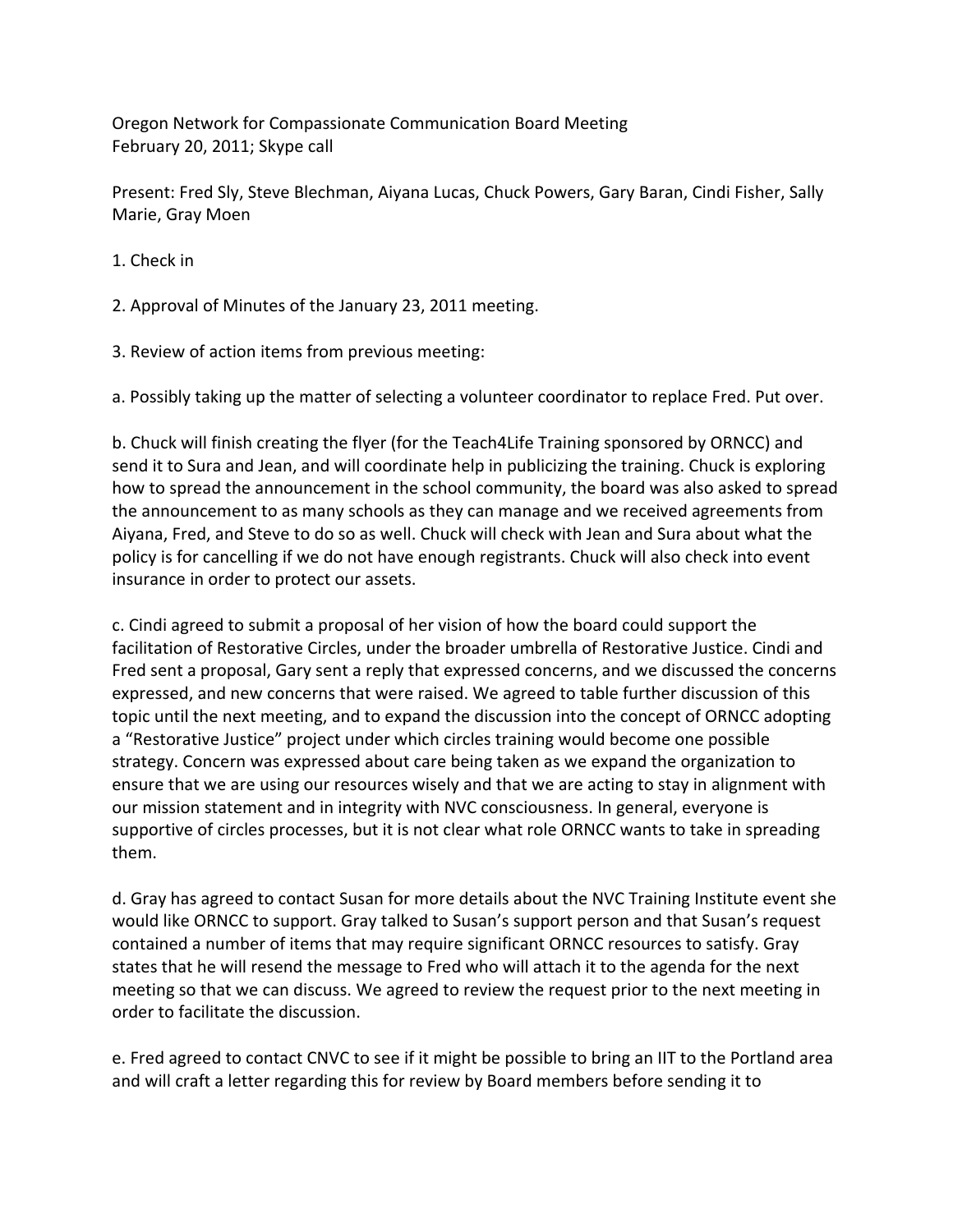Oregon Network for Compassionate Communication Board Meeting
February 20, 2011; Skype call

Present: Fred Sly, Steve Blechman, Aiyana Lucas, Chuck Powers, Gary Baran, Cindi Fisher, Sally Marie, Gray Moen

1. Check in

2. Approval of Minutes of the January 23, 2011 meeting.

3. Review of action items from previous meeting:

a. Possibly taking up the matter of selecting a volunteer coordinator to replace Fred. Put over.

b. Chuck will finish creating the flyer (for the Teach4Life Training sponsored by ORNCC) and send it to Sura and Jean, and will coordinate help in publicizing the training. Chuck is exploring how to spread the announcement in the school community, the board was also asked to spread the announcement to as many schools as they can manage and we received agreements from Aiyana, Fred, and Steve to do so as well. Chuck will check with Jean and Sura about what the policy is for cancelling if we do not have enough registrants. Chuck will also check into event insurance in order to protect our assets.

c. Cindi agreed to submit a proposal of her vision of how the board could support the facilitation of Restorative Circles, under the broader umbrella of Restorative Justice. Cindi and Fred sent a proposal, Gary sent a reply that expressed concerns, and we discussed the concerns expressed, and new concerns that were raised. We agreed to table further discussion of this topic until the next meeting, and to expand the discussion into the concept of ORNCC adopting a "Restorative Justice" project under which circles training would become one possible strategy. Concern was expressed about care being taken as we expand the organization to ensure that we are using our resources wisely and that we are acting to stay in alignment with our mission statement and in integrity with NVC consciousness. In general, everyone is supportive of circles processes, but it is not clear what role ORNCC wants to take in spreading them.

d. Gray has agreed to contact Susan for more details about the NVC Training Institute event she would like ORNCC to support. Gray talked to Susan's support person and that Susan's request contained a number of items that may require significant ORNCC resources to satisfy. Gray states that he will resend the message to Fred who will attach it to the agenda for the next meeting so that we can discuss. We agreed to review the request prior to the next meeting in order to facilitate the discussion.

e. Fred agreed to contact CNVC to see if it might be possible to bring an IIT to the Portland area and will craft a letter regarding this for review by Board members before sending it to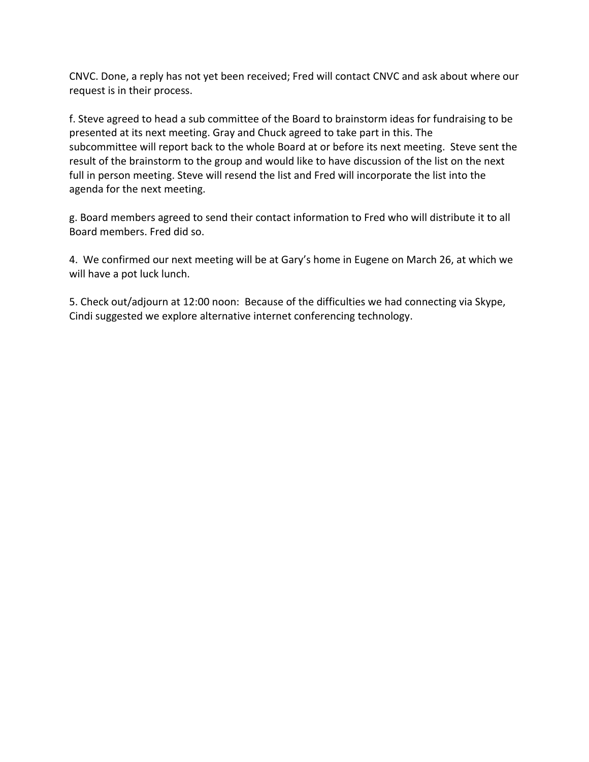CNVC. Done, a reply has not yet been received; Fred will contact CNVC and ask about where our request is in their process.

f. Steve agreed to head a sub committee of the Board to brainstorm ideas for fundraising to be presented at its next meeting. Gray and Chuck agreed to take part in this. The subcommittee will report back to the whole Board at or before its next meeting. Steve sent the result of the brainstorm to the group and would like to have discussion of the list on the next full in person meeting. Steve will resend the list and Fred will incorporate the list into the agenda for the next meeting.

g. Board members agreed to send their contact information to Fred who will distribute it to all Board members. Fred did so.

4. We confirmed our next meeting will be at Gary's home in Eugene on March 26, at which we will have a pot luck lunch.

5. Check out/adjourn at 12:00 noon: Because of the difficulties we had connecting via Skype, Cindi suggested we explore alternative internet conferencing technology.